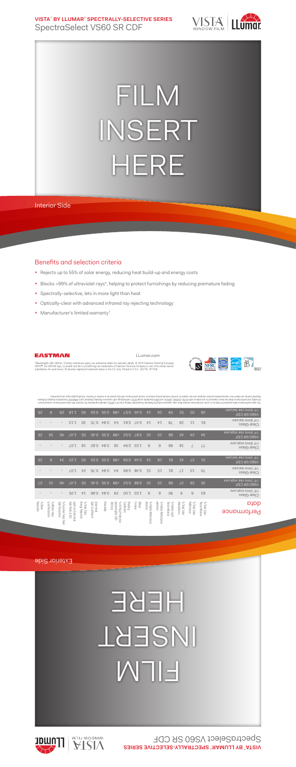## VISTA™ BY LLUMAR® SPECTRALLY-SELECTIVE SERIES

# SpectraSelect VS60 SR CDF

# FILM INSERT HERE

Interior Side

## Benefits and selection criteria

- Rejects up to 55% of solar energy, reducing heat build-up and energy costs
- Blocks >99% of ultraviolet rays*, helping to protect furnishings by reducing premature fading
- Spectrally-selective, lets in more light than heat
- Optically-clear with advanced infrared ray rejecting technology
- Manufacturer's limited warranty†

EASTMAN

LLumar.com

*Wavelengths 280-380nm. †Certain restrictions apply; see authorized dealer for warranty details. © 2016 Eastman Chemical Company. VISTA™, the VISTA® logo, LLumar® and the LLumar® logo are trademarks of Eastman Chemical Company or one of its wholly owned subsidiaries. As used herein, ® denotes registered trademark status in the U.S. only. Printed in U.S.A. (05/16) SP1028

| Performance data | % Total Solar Transmittance | % Total Solar Reflectance | % Total Solar Absorptance | % Visible Light Transmittance | % Visible Reflectance (exterior) | % Visible Reflectance (interior) | Winter U-Value | Shading Coefficient | % UV Rejection (wavelengths 280-380nm) | Emissivity | Solar Heat Gain Coefficient | % Total Solar Energy Rejected | Light to Solar Heat Gain Ratio (LSG) | % Reduction in Solar Heat Gain | % Winter Heat Loss Reduction | % Visible Glare Reduction |
|---|---|---|---|---|---|---|---|---|---|---|---|---|---|---|---|---|
| Clear Glass 1/8" (3mm) single pane | 83 | 8 | 9 | 90 | 8 | 8 | 1.03 | 0.98 | 29 | 0.84 | 0.86 | 14 | 1.05 | - | - | - |
| VS60 SR CDF 1/8" (3mm) single pane | 36 | 28 | 37 | 66 | 10 | 10 | 0.88 | 0.52 | >99 | 0.55 | 0.45 | 55 | 1.47 | 48 | 15 | 27 |
| Clear Glass 1/8" (3mm) dual pane | 70 | 13 | 17 | 81 | 15 | 15 | 0.48 | 0.88 | 44 | 0.84 | 0.76 | 24 | 1.07 | - | - | - |
| VS60 SR CDF 1/8" (3mm) dual pane | 31 | 27 | 42 | 61 | 16 | 14 | 0.44 | 0.58 | >99 | 0.55 | 0.50 | 50 | 1.22 | 34 | 8 | 25 |
| Clear Glass 1/4" (6mm) single pane | 77 | 7 | 16 | 88 | 8 | 8 | 1.03 | 0.94 | 38 | 0.84 | 0.82 | 18 | 1.07 | - | - | - |
| VS60 SR CDF 1/4" (6mm) single pane | 34 | 24 | 42 | 66 | 10 | 10 | 0.87 | 0.52 | >99 | 0.55 | 0.45 | 55 | 1.47 | 45 | 16 | 25 |
| Clear Glass 1/4" (6mm) dual pane | 63 | 11 | 26 | 79 | 14 | 14 | 0.47 | 0.81 | 54 | 0.84 | 0.70 | 30 | 1.13 | - | - | - |
| VS60 SR CDF 1/4" (6mm) dual pane | 28 | 20 | 52 | 59 | 16 | 14 | 0.44 | 0.57 | >99 | 0.55 | 0.50 | 50 | 1.18 | 29 | 6 | 25 |

The solar performance data reported for Vista by LLumar and decorative window films was captured using the National Fenestration Rating Council's (NFRC) standard guidelines for window film solar performance measurement. All visibility and performance data have been measured in accordance with ASTM, ASHRAE, ANSI and NFRC standards using NFRC methodology with Lawrence Berkeley National Lab's WINDOW 7 simulation analysis software. Reported values are taken from representative product samples and are subject to normal manufacturing variances. Actual performance will vary based on a number of factors, including glass type and properties.

Exterior Side

# FILM INSERT HERE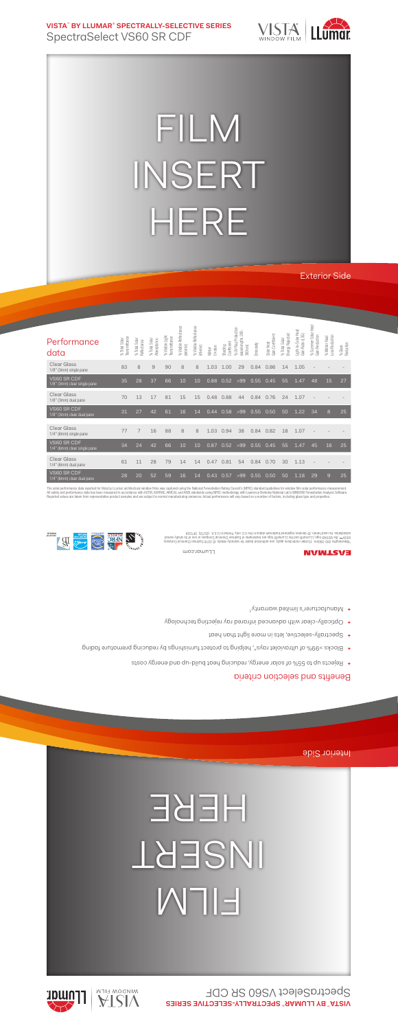**VISTA™ BY LLUMAR® SPECTRALLY-SELECTIVE SERIES**
SpectraSelect VS60 SR CDF

# FILM INSERT HERE

Exterior Side

## Performance data

| | % Total Solar Transmittance | % Total Solar Reflectance | % Total Solar Absorbance | % Visible Light Transmittance | % Visible Reflectance (exterior) | % Visible Reflectance (interior) | Winter U-value | Shading Coefficient | % UV Ray Protection (wavelengths 280-380nm) | Emissivity | Solar Heat Gain Coefficient | % Total Solar Energy Rejected | Light to Solar Heat Gain Ratio (LSG) | % Summer Solar Heat Gain Reduction | % Winter Heat Loss Reduction | % Glare Reduction |
|---|---|---|---|---|---|---|---|---|---|---|---|---|---|---|---|---|
| Clear Glass 1/8" (3mm) single pane | 83 | 8 | 9 | 90 | 8 | 8 | 1.03 | 1.00 | 29 | 0.84 | 0.86 | 14 | 1.05 | - | - | - |
| VS60 SR CDF 1/8" (3mm) clear single pane | 35 | 28 | 37 | 66 | 10 | 10 | 0.88 | 0.52 | >99 | 0.55 | 0.45 | 55 | 1.47 | 48 | 15 | 27 |
| Clear Glass 1/8" (3mm) dual pane | 70 | 13 | 17 | 81 | 15 | 15 | 0.48 | 0.88 | 44 | 0.84 | 0.76 | 24 | 1.07 | - | - | - |
| VS60 SR CDF 1/8" (3mm) clear dual pane | 31 | 27 | 42 | 61 | 16 | 14 | 0.44 | 0.58 | >99 | 0.55 | 0.50 | 50 | 1.22 | 34 | 8 | 25 |
| Clear Glass 1/4" (6mm) single pane | 77 | 7 | 16 | 88 | 8 | 8 | 1.03 | 0.94 | 38 | 0.84 | 0.82 | 18 | 1.07 | - | - | - |
| VS60 SR CDF 1/4" (6mm) clear single pane | 34 | 24 | 42 | 66 | 10 | 10 | 0.87 | 0.52 | >99 | 0.55 | 0.45 | 55 | 1.47 | 45 | 16 | 25 |
| Clear Glass 1/4" (6mm) dual pane | 61 | 11 | 28 | 79 | 14 | 14 | 0.47 | 0.81 | 54 | 0.84 | 0.70 | 30 | 1.13 | - | - | - |
| VS60 SR CDF 1/4" (6mm) clear dual pane | 28 | 20 | 52 | 59 | 16 | 14 | 0.43 | 0.57 | >99 | 0.55 | 0.50 | 50 | 1.18 | 29 | 9 | 25 |

The solar performance data reported for Vista by LLumar architectural window films was captured using the National Fenestration Rating Council's (NFRC) standard guidelines for window film solar performance measurement. All safety and performance data has been measured in accordance with ASTM, ASHRAE, ANSI and ANSI standards using NFRC methodology with Lawrence Berkeley National Lab's WINDOW Fenestration Analysis Software. Reported values are taken from representative product samples and are subject to normal manufacturing variances. Actual performance will vary based on a number of factors, including glass type and properties.

## Benefits and selection criteria

- Rejects up to 55% of solar energy, reducing heat build-up and energy costs
- Blocks >99% of ultraviolet rays*, helping to protect furnishings by reducing premature fading
- Spectrally-selective, lets in more light than heat
- Optically-clear with advanced infrared ray rejecting technology
- Manufacturer's limited warranty†

EASTMAN

LLumar.com

*Wavelengths 280-380nm. †Certain restrictions apply, see authorized dealer for warranty details. © 2018 Eastman Chemical Company. VISTA™, the VISTA® logo, LLumar® and the LLumar® logo are trademarks of Eastman Chemical Company or one of its wholly owned subsidiaries. As used herein, ® denotes registered trademark status in the U.S. only. Printed in U.S.A. (03/18) SP1028

Interior Side

# FILM INSERT HERE

**VISTA™ BY LLUMAR® SPECTRALLY-SELECTIVE SERIES**
SpectraSelect VS60 SR CDF